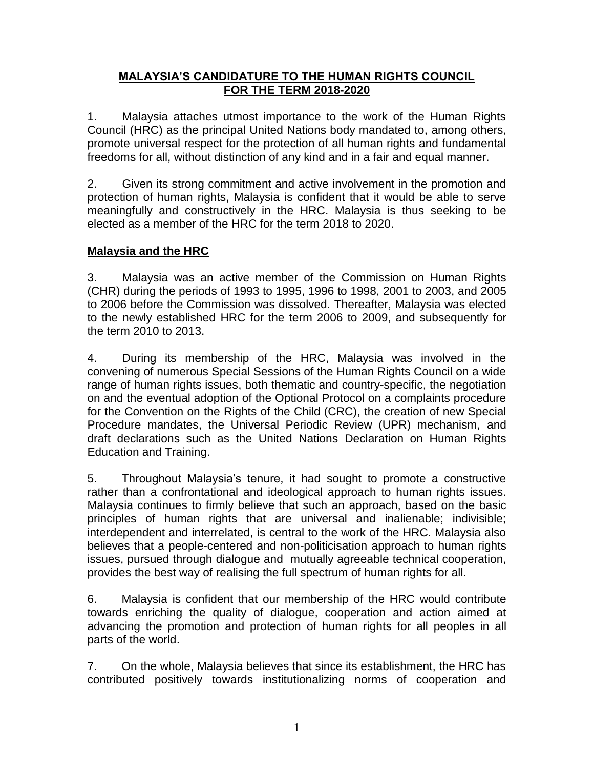# MALAYSIA'S CANDIDATURE TO THE HUMAN RIGHTS COUNCIL FOR THE TERM 2018-2020

1. Malaysia attaches utmost importance to the work of the Human Rights Council (HRC) as the principal United Nations body mandated to, among others, promote universal respect for the protection of all human rights and fundamental freedoms for all, without distinction of any kind and in a fair and equal manner.

2. Given its strong commitment and active involvement in the promotion and protection of human rights, Malaysia is confident that it would be able to serve meaningfully and constructively in the HRC. Malaysia is thus seeking to be elected as a member of the HRC for the term 2018 to 2020.

## Malaysia and the HRC

3. Malaysia was an active member of the Commission on Human Rights (CHR) during the periods of 1993 to 1995, 1996 to 1998, 2001 to 2003, and 2005 to 2006 before the Commission was dissolved. Thereafter, Malaysia was elected to the newly established HRC for the term 2006 to 2009, and subsequently for the term 2010 to 2013.

4. During its membership of the HRC, Malaysia was involved in the convening of numerous Special Sessions of the Human Rights Council on a wide range of human rights issues, both thematic and country-specific, the negotiation on and the eventual adoption of the Optional Protocol on a complaints procedure for the Convention on the Rights of the Child (CRC), the creation of new Special Procedure mandates, the Universal Periodic Review (UPR) mechanism, and draft declarations such as the United Nations Declaration on Human Rights Education and Training.

5. Throughout Malaysia's tenure, it had sought to promote a constructive rather than a confrontational and ideological approach to human rights issues. Malaysia continues to firmly believe that such an approach, based on the basic principles of human rights that are universal and inalienable; indivisible; interdependent and interrelated, is central to the work of the HRC. Malaysia also believes that a people-centered and non-politicisation approach to human rights issues, pursued through dialogue and mutually agreeable technical cooperation, provides the best way of realising the full spectrum of human rights for all.

6. Malaysia is confident that our membership of the HRC would contribute towards enriching the quality of dialogue, cooperation and action aimed at advancing the promotion and protection of human rights for all peoples in all parts of the world.

7. On the whole, Malaysia believes that since its establishment, the HRC has contributed positively towards institutionalizing norms of cooperation and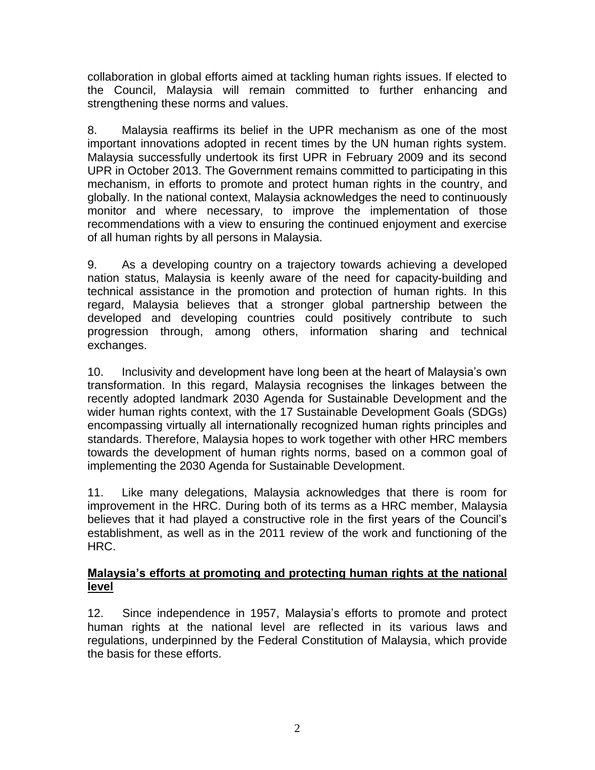collaboration in global efforts aimed at tackling human rights issues. If elected to the Council, Malaysia will remain committed to further enhancing and strengthening these norms and values.

8. Malaysia reaffirms its belief in the UPR mechanism as one of the most important innovations adopted in recent times by the UN human rights system. Malaysia successfully undertook its first UPR in February 2009 and its second UPR in October 2013. The Government remains committed to participating in this mechanism, in efforts to promote and protect human rights in the country, and globally. In the national context, Malaysia acknowledges the need to continuously monitor and where necessary, to improve the implementation of those recommendations with a view to ensuring the continued enjoyment and exercise of all human rights by all persons in Malaysia.

9. As a developing country on a trajectory towards achieving a developed nation status, Malaysia is keenly aware of the need for capacity-building and technical assistance in the promotion and protection of human rights. In this regard, Malaysia believes that a stronger global partnership between the developed and developing countries could positively contribute to such progression through, among others, information sharing and technical exchanges.

10. Inclusivity and development have long been at the heart of Malaysia's own transformation. In this regard, Malaysia recognises the linkages between the recently adopted landmark 2030 Agenda for Sustainable Development and the wider human rights context, with the 17 Sustainable Development Goals (SDGs) encompassing virtually all internationally recognized human rights principles and standards. Therefore, Malaysia hopes to work together with other HRC members towards the development of human rights norms, based on a common goal of implementing the 2030 Agenda for Sustainable Development.

11. Like many delegations, Malaysia acknowledges that there is room for improvement in the HRC. During both of its terms as a HRC member, Malaysia believes that it had played a constructive role in the first years of the Council's establishment, as well as in the 2011 review of the work and functioning of the HRC.

**Malaysia's efforts at promoting and protecting human rights at the national level**

12. Since independence in 1957, Malaysia's efforts to promote and protect human rights at the national level are reflected in its various laws and regulations, underpinned by the Federal Constitution of Malaysia, which provide the basis for these efforts.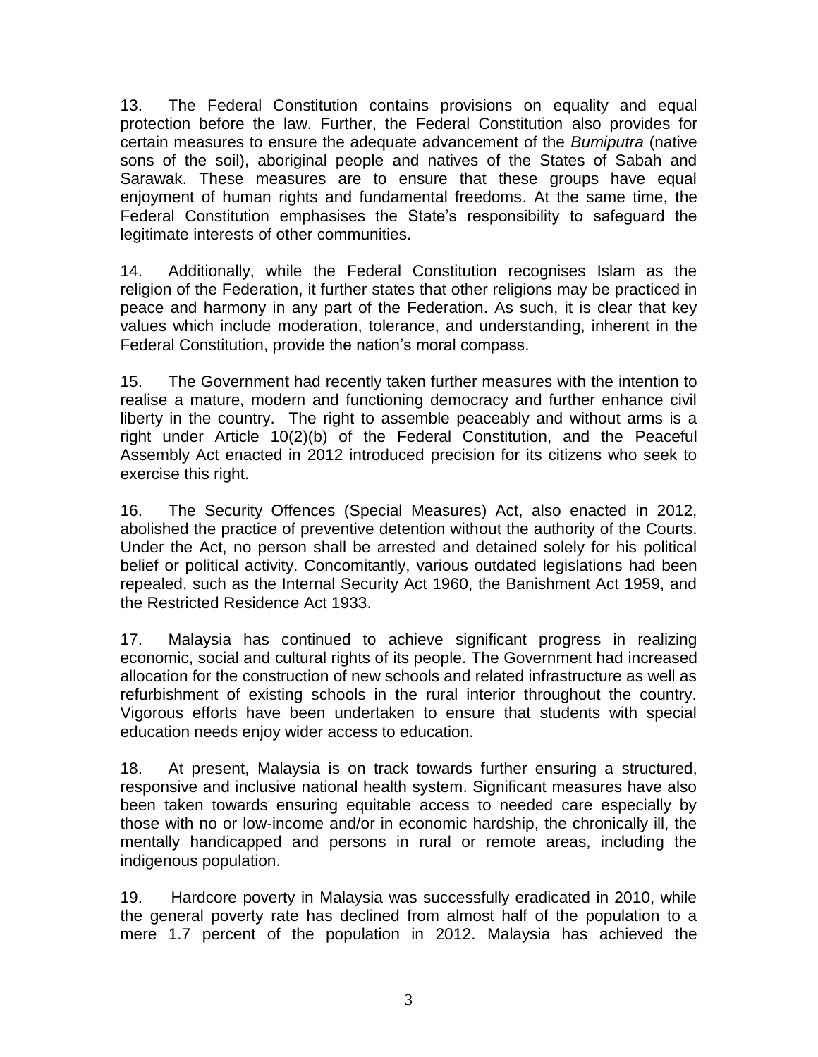13. The Federal Constitution contains provisions on equality and equal protection before the law. Further, the Federal Constitution also provides for certain measures to ensure the adequate advancement of the *Bumiputra* (native sons of the soil), aboriginal people and natives of the States of Sabah and Sarawak. These measures are to ensure that these groups have equal enjoyment of human rights and fundamental freedoms. At the same time, the Federal Constitution emphasises the State's responsibility to safeguard the legitimate interests of other communities.

14. Additionally, while the Federal Constitution recognises Islam as the religion of the Federation, it further states that other religions may be practiced in peace and harmony in any part of the Federation. As such, it is clear that key values which include moderation, tolerance, and understanding, inherent in the Federal Constitution, provide the nation's moral compass.

15. The Government had recently taken further measures with the intention to realise a mature, modern and functioning democracy and further enhance civil liberty in the country. The right to assemble peaceably and without arms is a right under Article 10(2)(b) of the Federal Constitution, and the Peaceful Assembly Act enacted in 2012 introduced precision for its citizens who seek to exercise this right.

16. The Security Offences (Special Measures) Act, also enacted in 2012, abolished the practice of preventive detention without the authority of the Courts. Under the Act, no person shall be arrested and detained solely for his political belief or political activity. Concomitantly, various outdated legislations had been repealed, such as the Internal Security Act 1960, the Banishment Act 1959, and the Restricted Residence Act 1933.

17. Malaysia has continued to achieve significant progress in realizing economic, social and cultural rights of its people. The Government had increased allocation for the construction of new schools and related infrastructure as well as refurbishment of existing schools in the rural interior throughout the country. Vigorous efforts have been undertaken to ensure that students with special education needs enjoy wider access to education.

18. At present, Malaysia is on track towards further ensuring a structured, responsive and inclusive national health system. Significant measures have also been taken towards ensuring equitable access to needed care especially by those with no or low-income and/or in economic hardship, the chronically ill, the mentally handicapped and persons in rural or remote areas, including the indigenous population.

19. Hardcore poverty in Malaysia was successfully eradicated in 2010, while the general poverty rate has declined from almost half of the population to a mere 1.7 percent of the population in 2012. Malaysia has achieved the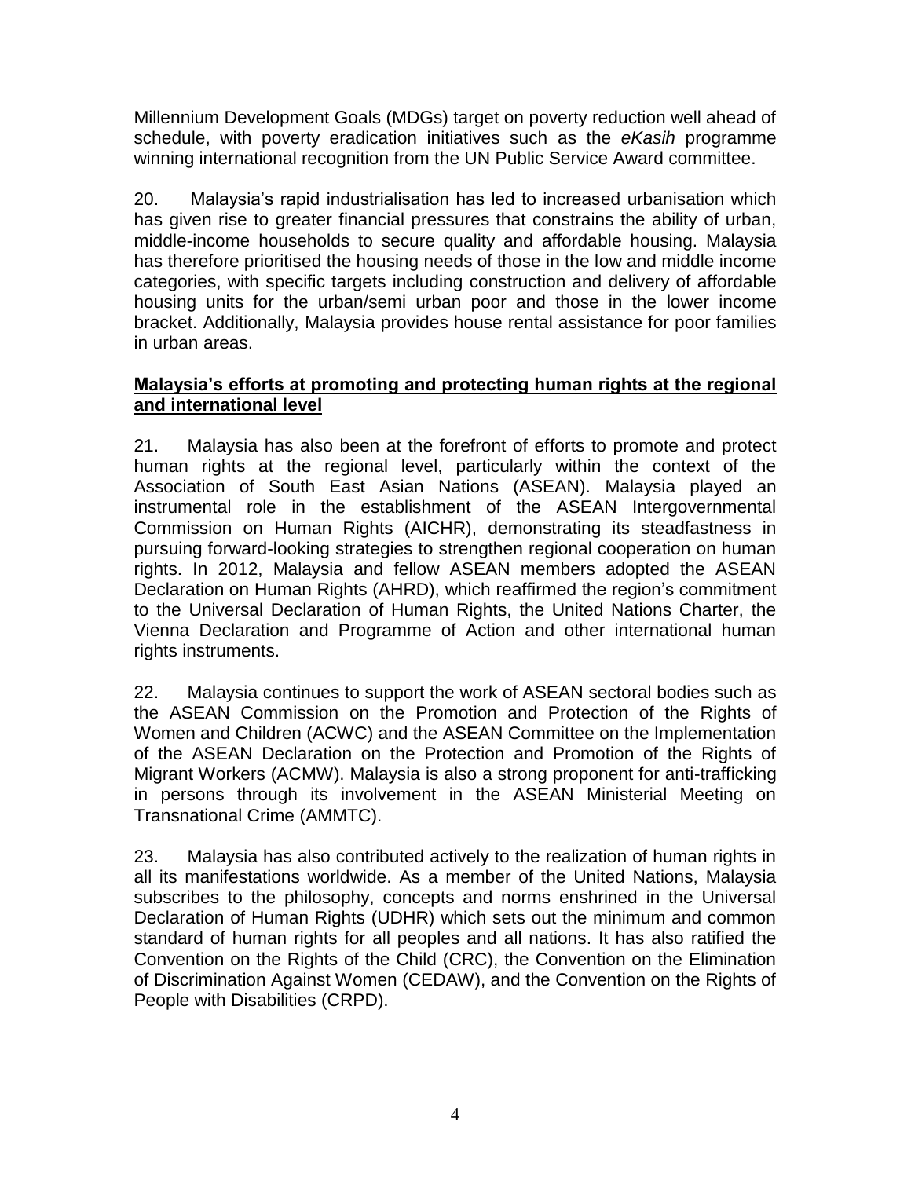Millennium Development Goals (MDGs) target on poverty reduction well ahead of schedule, with poverty eradication initiatives such as the *eKasih* programme winning international recognition from the UN Public Service Award committee.

20. Malaysia's rapid industrialisation has led to increased urbanisation which has given rise to greater financial pressures that constrains the ability of urban, middle-income households to secure quality and affordable housing. Malaysia has therefore prioritised the housing needs of those in the low and middle income categories, with specific targets including construction and delivery of affordable housing units for the urban/semi urban poor and those in the lower income bracket. Additionally, Malaysia provides house rental assistance for poor families in urban areas.

**Malaysia's efforts at promoting and protecting human rights at the regional and international level**

21. Malaysia has also been at the forefront of efforts to promote and protect human rights at the regional level, particularly within the context of the Association of South East Asian Nations (ASEAN). Malaysia played an instrumental role in the establishment of the ASEAN Intergovernmental Commission on Human Rights (AICHR), demonstrating its steadfastness in pursuing forward-looking strategies to strengthen regional cooperation on human rights. In 2012, Malaysia and fellow ASEAN members adopted the ASEAN Declaration on Human Rights (AHRD), which reaffirmed the region's commitment to the Universal Declaration of Human Rights, the United Nations Charter, the Vienna Declaration and Programme of Action and other international human rights instruments.

22. Malaysia continues to support the work of ASEAN sectoral bodies such as the ASEAN Commission on the Promotion and Protection of the Rights of Women and Children (ACWC) and the ASEAN Committee on the Implementation of the ASEAN Declaration on the Protection and Promotion of the Rights of Migrant Workers (ACMW). Malaysia is also a strong proponent for anti-trafficking in persons through its involvement in the ASEAN Ministerial Meeting on Transnational Crime (AMMTC).

23. Malaysia has also contributed actively to the realization of human rights in all its manifestations worldwide. As a member of the United Nations, Malaysia subscribes to the philosophy, concepts and norms enshrined in the Universal Declaration of Human Rights (UDHR) which sets out the minimum and common standard of human rights for all peoples and all nations. It has also ratified the Convention on the Rights of the Child (CRC), the Convention on the Elimination of Discrimination Against Women (CEDAW), and the Convention on the Rights of People with Disabilities (CRPD).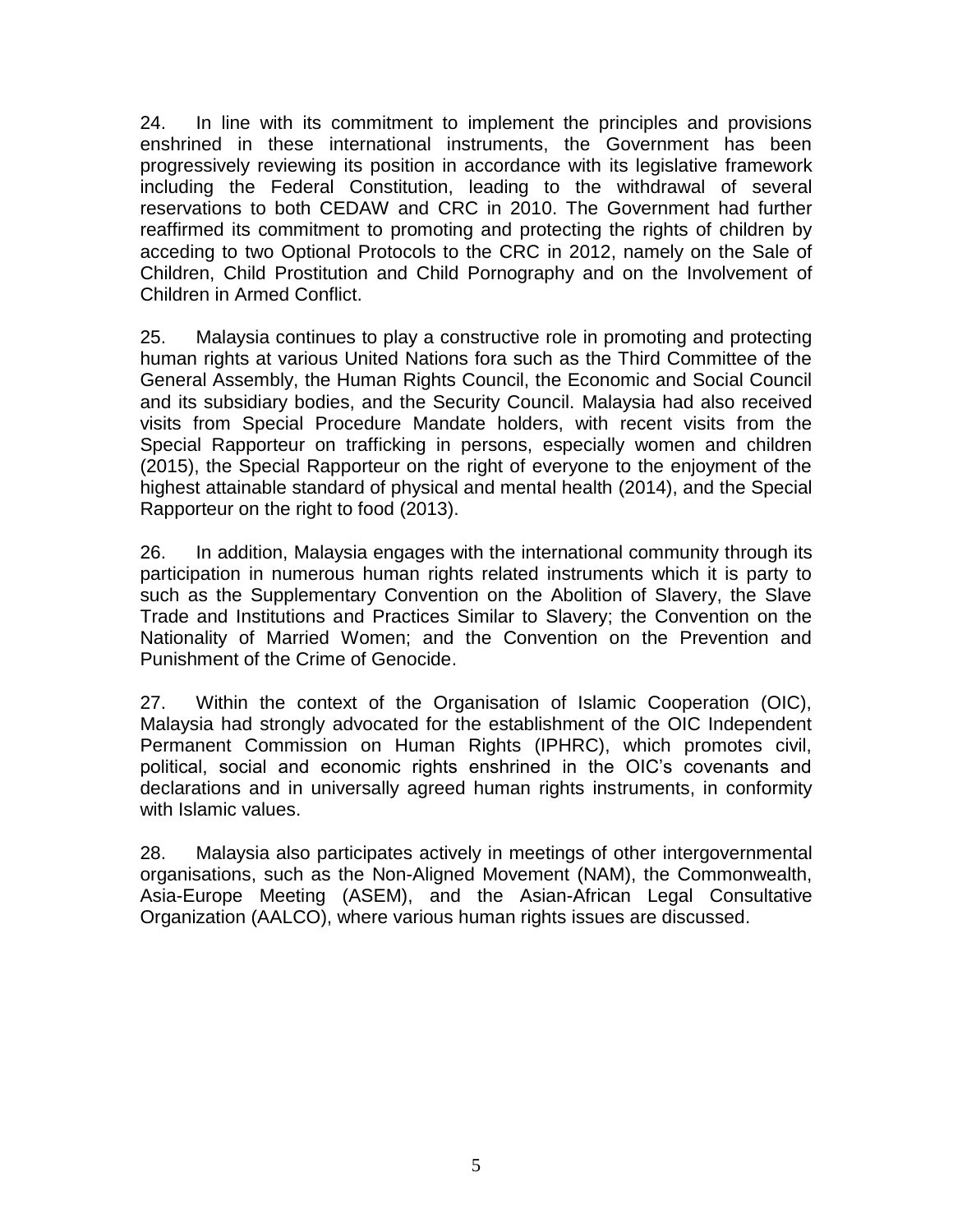24. In line with its commitment to implement the principles and provisions enshrined in these international instruments, the Government has been progressively reviewing its position in accordance with its legislative framework including the Federal Constitution, leading to the withdrawal of several reservations to both CEDAW and CRC in 2010. The Government had further reaffirmed its commitment to promoting and protecting the rights of children by acceding to two Optional Protocols to the CRC in 2012, namely on the Sale of Children, Child Prostitution and Child Pornography and on the Involvement of Children in Armed Conflict.

25. Malaysia continues to play a constructive role in promoting and protecting human rights at various United Nations fora such as the Third Committee of the General Assembly, the Human Rights Council, the Economic and Social Council and its subsidiary bodies, and the Security Council. Malaysia had also received visits from Special Procedure Mandate holders, with recent visits from the Special Rapporteur on trafficking in persons, especially women and children (2015), the Special Rapporteur on the right of everyone to the enjoyment of the highest attainable standard of physical and mental health (2014), and the Special Rapporteur on the right to food (2013).

26. In addition, Malaysia engages with the international community through its participation in numerous human rights related instruments which it is party to such as the Supplementary Convention on the Abolition of Slavery, the Slave Trade and Institutions and Practices Similar to Slavery; the Convention on the Nationality of Married Women; and the Convention on the Prevention and Punishment of the Crime of Genocide.

27. Within the context of the Organisation of Islamic Cooperation (OIC), Malaysia had strongly advocated for the establishment of the OIC Independent Permanent Commission on Human Rights (IPHRC), which promotes civil, political, social and economic rights enshrined in the OIC's covenants and declarations and in universally agreed human rights instruments, in conformity with Islamic values.

28. Malaysia also participates actively in meetings of other intergovernmental organisations, such as the Non-Aligned Movement (NAM), the Commonwealth, Asia-Europe Meeting (ASEM), and the Asian-African Legal Consultative Organization (AALCO), where various human rights issues are discussed.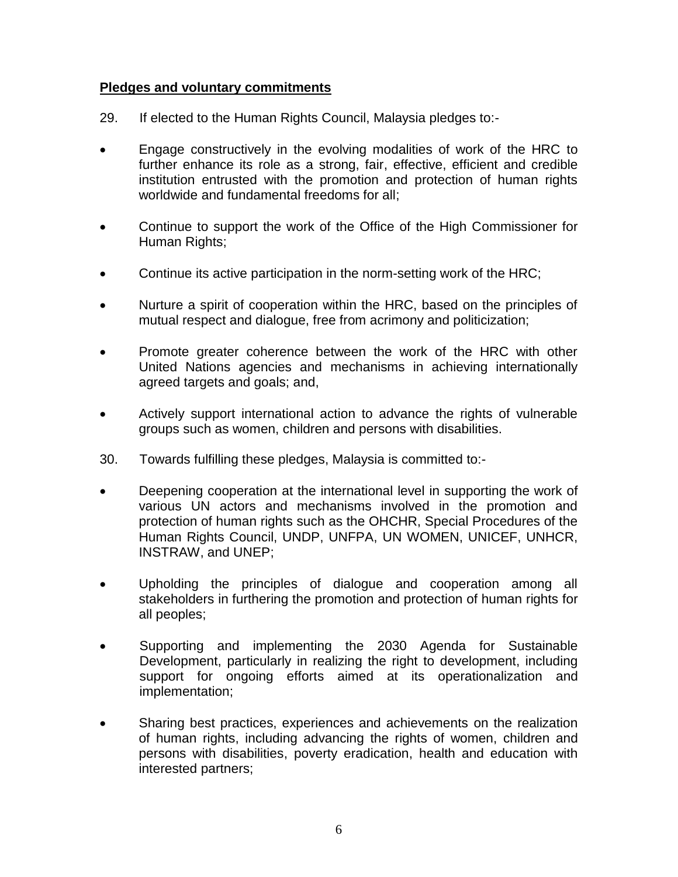**Pledges and voluntary commitments**

29. If elected to the Human Rights Council, Malaysia pledges to:-

- Engage constructively in the evolving modalities of work of the HRC to further enhance its role as a strong, fair, effective, efficient and credible institution entrusted with the promotion and protection of human rights worldwide and fundamental freedoms for all;
- Continue to support the work of the Office of the High Commissioner for Human Rights;
- Continue its active participation in the norm-setting work of the HRC;
- Nurture a spirit of cooperation within the HRC, based on the principles of mutual respect and dialogue, free from acrimony and politicization;
- Promote greater coherence between the work of the HRC with other United Nations agencies and mechanisms in achieving internationally agreed targets and goals; and,
- Actively support international action to advance the rights of vulnerable groups such as women, children and persons with disabilities.

30. Towards fulfilling these pledges, Malaysia is committed to:-

- Deepening cooperation at the international level in supporting the work of various UN actors and mechanisms involved in the promotion and protection of human rights such as the OHCHR, Special Procedures of the Human Rights Council, UNDP, UNFPA, UN WOMEN, UNICEF, UNHCR, INSTRAW, and UNEP;
- Upholding the principles of dialogue and cooperation among all stakeholders in furthering the promotion and protection of human rights for all peoples;
- Supporting and implementing the 2030 Agenda for Sustainable Development, particularly in realizing the right to development, including support for ongoing efforts aimed at its operationalization and implementation;
- Sharing best practices, experiences and achievements on the realization of human rights, including advancing the rights of women, children and persons with disabilities, poverty eradication, health and education with interested partners;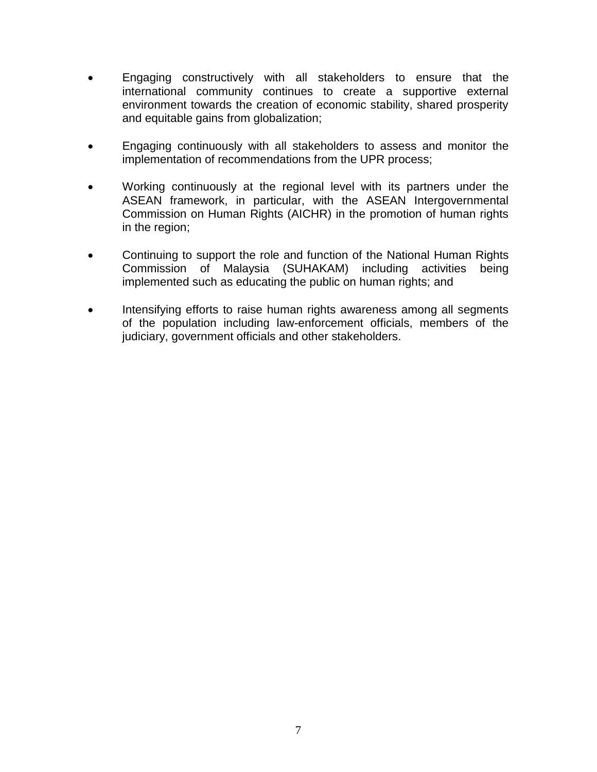- Engaging constructively with all stakeholders to ensure that the international community continues to create a supportive external environment towards the creation of economic stability, shared prosperity and equitable gains from globalization;

- Engaging continuously with all stakeholders to assess and monitor the implementation of recommendations from the UPR process;

- Working continuously at the regional level with its partners under the ASEAN framework, in particular, with the ASEAN Intergovernmental Commission on Human Rights (AICHR) in the promotion of human rights in the region;

- Continuing to support the role and function of the National Human Rights Commission of Malaysia (SUHAKAM) including activities being implemented such as educating the public on human rights; and

- Intensifying efforts to raise human rights awareness among all segments of the population including law-enforcement officials, members of the judiciary, government officials and other stakeholders.